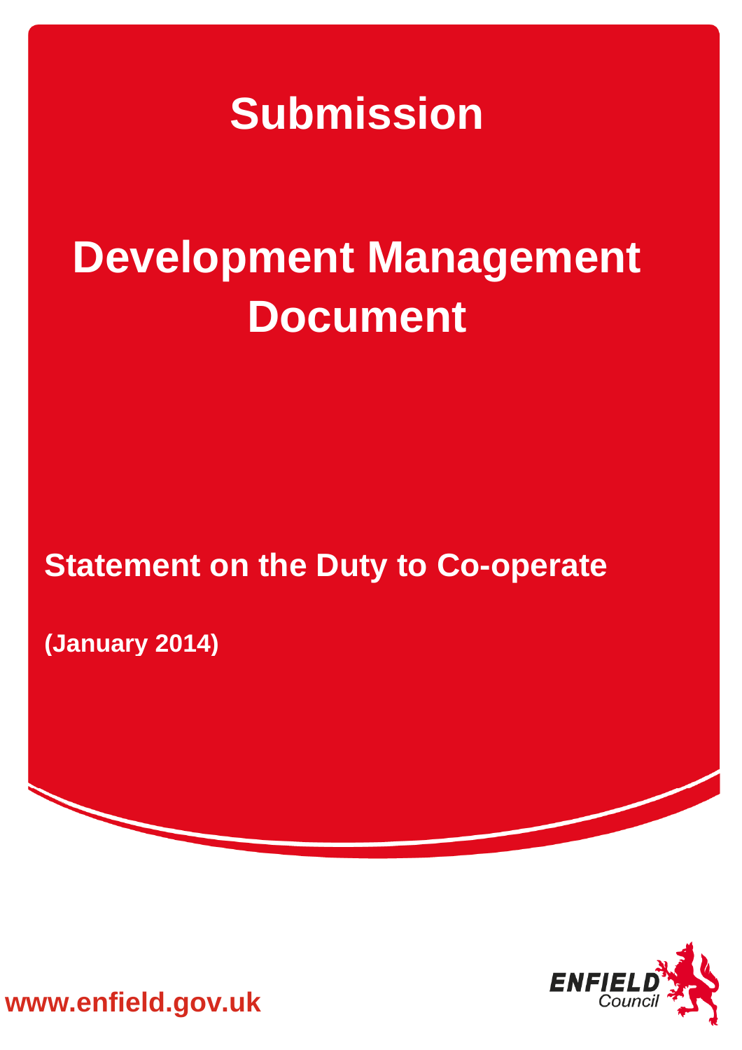# Submission

# Development Management Document

## Statement on the Duty to Co-operate

**(January 2014)**

**www.enfield.gov.uk**

ENFIELD Council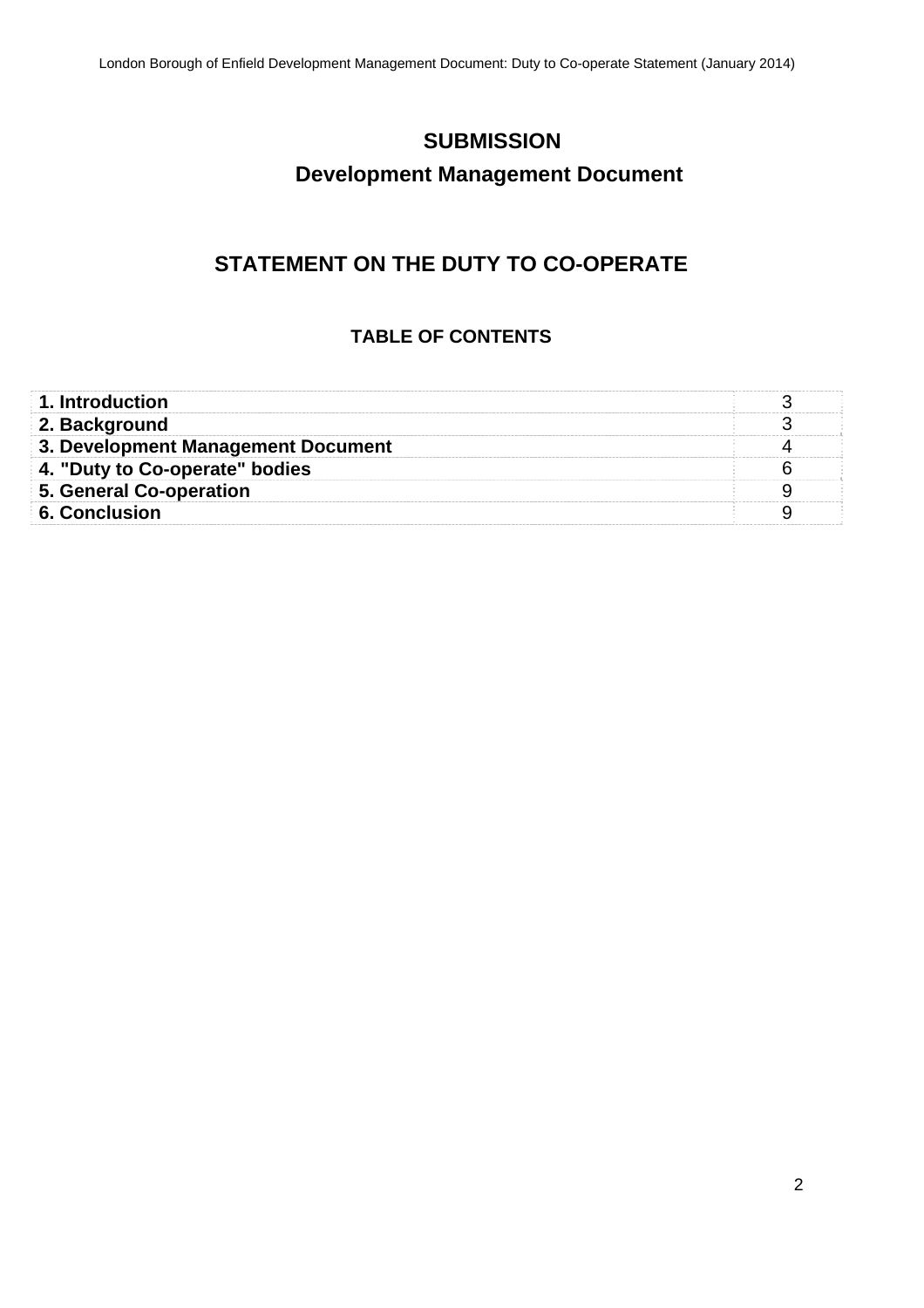# SUBMISSION

## Development Management Document

## STATEMENT ON THE DUTY TO CO-OPERATE

### TABLE OF CONTENTS

| | |
|---|---|
| **1. Introduction** | 3 |
| **2. Background** | 3 |
| **3. Development Management Document** | 4 |
| **4. "Duty to Co-operate" bodies** | 6 |
| **5. General Co-operation** | 9 |
| **6. Conclusion** | 9 |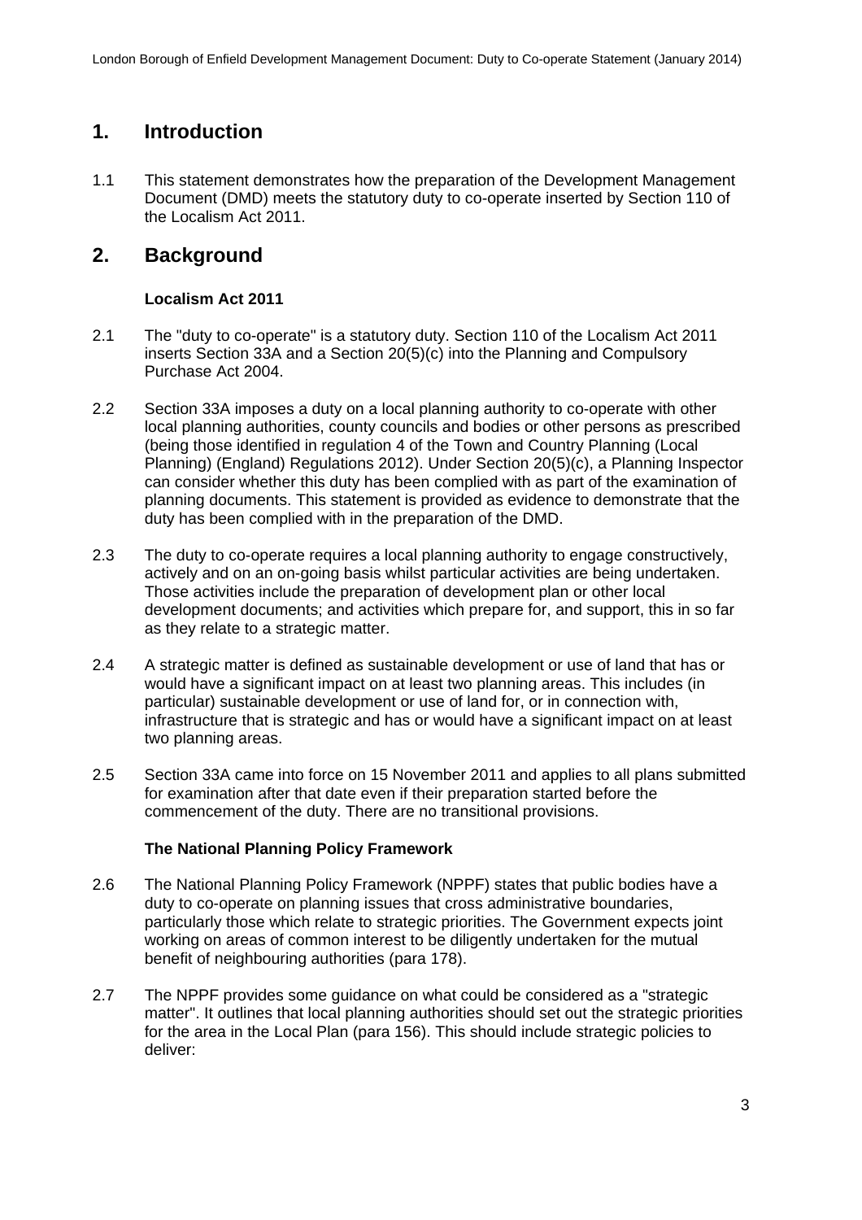## 1. Introduction

1.1 This statement demonstrates how the preparation of the Development Management Document (DMD) meets the statutory duty to co-operate inserted by Section 110 of the Localism Act 2011.

## 2. Background

### Localism Act 2011

2.1 The "duty to co-operate" is a statutory duty. Section 110 of the Localism Act 2011 inserts Section 33A and a Section 20(5)(c) into the Planning and Compulsory Purchase Act 2004.

2.2 Section 33A imposes a duty on a local planning authority to co-operate with other local planning authorities, county councils and bodies or other persons as prescribed (being those identified in regulation 4 of the Town and Country Planning (Local Planning) (England) Regulations 2012). Under Section 20(5)(c), a Planning Inspector can consider whether this duty has been complied with as part of the examination of planning documents. This statement is provided as evidence to demonstrate that the duty has been complied with in the preparation of the DMD.

2.3 The duty to co-operate requires a local planning authority to engage constructively, actively and on an on-going basis whilst particular activities are being undertaken. Those activities include the preparation of development plan or other local development documents; and activities which prepare for, and support, this in so far as they relate to a strategic matter.

2.4 A strategic matter is defined as sustainable development or use of land that has or would have a significant impact on at least two planning areas. This includes (in particular) sustainable development or use of land for, or in connection with, infrastructure that is strategic and has or would have a significant impact on at least two planning areas.

2.5 Section 33A came into force on 15 November 2011 and applies to all plans submitted for examination after that date even if their preparation started before the commencement of the duty. There are no transitional provisions.

### The National Planning Policy Framework

2.6 The National Planning Policy Framework (NPPF) states that public bodies have a duty to co-operate on planning issues that cross administrative boundaries, particularly those which relate to strategic priorities. The Government expects joint working on areas of common interest to be diligently undertaken for the mutual benefit of neighbouring authorities (para 178).

2.7 The NPPF provides some guidance on what could be considered as a "strategic matter". It outlines that local planning authorities should set out the strategic priorities for the area in the Local Plan (para 156). This should include strategic policies to deliver: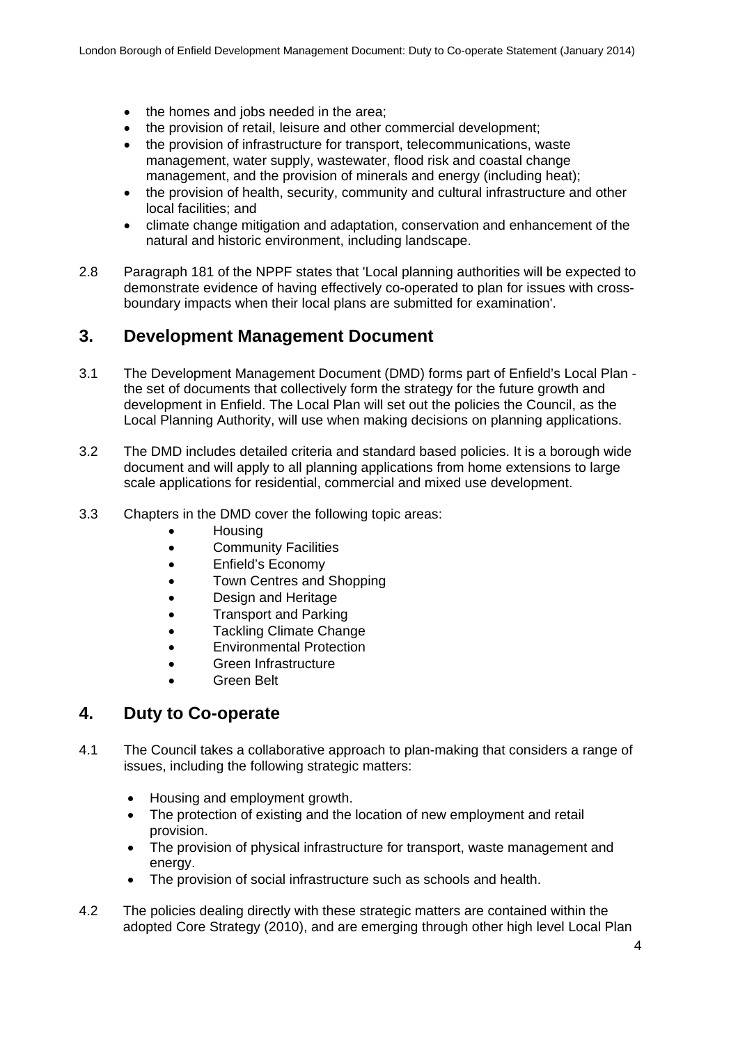- the homes and jobs needed in the area;
- the provision of retail, leisure and other commercial development;
- the provision of infrastructure for transport, telecommunications, waste management, water supply, wastewater, flood risk and coastal change management, and the provision of minerals and energy (including heat);
- the provision of health, security, community and cultural infrastructure and other local facilities; and
- climate change mitigation and adaptation, conservation and enhancement of the natural and historic environment, including landscape.

2.8 Paragraph 181 of the NPPF states that 'Local planning authorities will be expected to demonstrate evidence of having effectively co-operated to plan for issues with cross-boundary impacts when their local plans are submitted for examination'.

## 3. Development Management Document

3.1 The Development Management Document (DMD) forms part of Enfield's Local Plan - the set of documents that collectively form the strategy for the future growth and development in Enfield. The Local Plan will set out the policies the Council, as the Local Planning Authority, will use when making decisions on planning applications.

3.2 The DMD includes detailed criteria and standard based policies. It is a borough wide document and will apply to all planning applications from home extensions to large scale applications for residential, commercial and mixed use development.

3.3 Chapters in the DMD cover the following topic areas:

- Housing
- Community Facilities
- Enfield's Economy
- Town Centres and Shopping
- Design and Heritage
- Transport and Parking
- Tackling Climate Change
- Environmental Protection
- Green Infrastructure
- Green Belt

## 4. Duty to Co-operate

4.1 The Council takes a collaborative approach to plan-making that considers a range of issues, including the following strategic matters:

- Housing and employment growth.
- The protection of existing and the location of new employment and retail provision.
- The provision of physical infrastructure for transport, waste management and energy.
- The provision of social infrastructure such as schools and health.

4.2 The policies dealing directly with these strategic matters are contained within the adopted Core Strategy (2010), and are emerging through other high level Local Plan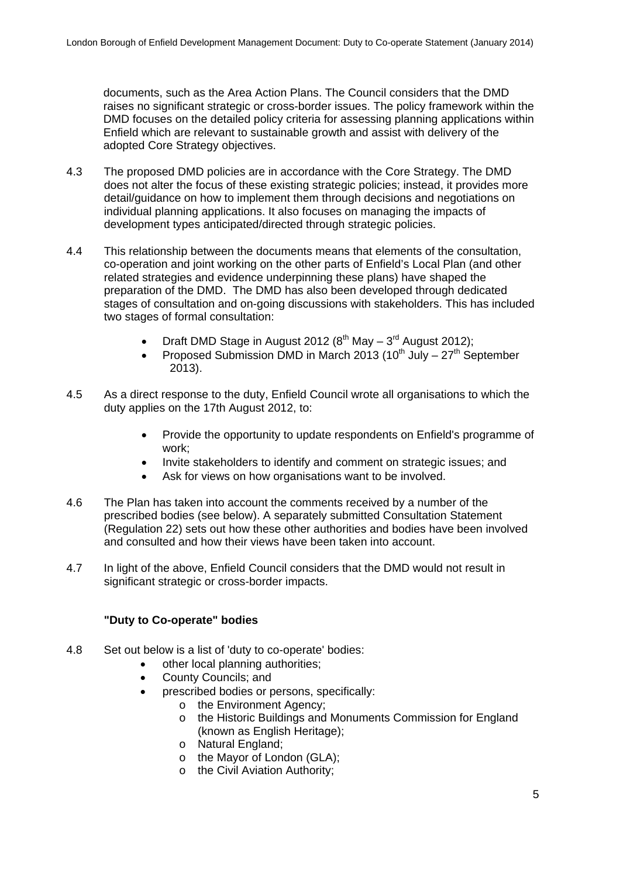documents, such as the Area Action Plans. The Council considers that the DMD raises no significant strategic or cross-border issues. The policy framework within the DMD focuses on the detailed policy criteria for assessing planning applications within Enfield which are relevant to sustainable growth and assist with delivery of the adopted Core Strategy objectives.

4.3 The proposed DMD policies are in accordance with the Core Strategy. The DMD does not alter the focus of these existing strategic policies; instead, it provides more detail/guidance on how to implement them through decisions and negotiations on individual planning applications. It also focuses on managing the impacts of development types anticipated/directed through strategic policies.

4.4 This relationship between the documents means that elements of the consultation, co-operation and joint working on the other parts of Enfield's Local Plan (and other related strategies and evidence underpinning these plans) have shaped the preparation of the DMD. The DMD has also been developed through dedicated stages of consultation and on-going discussions with stakeholders. This has included two stages of formal consultation:

- Draft DMD Stage in August 2012 (8th May – 3rd August 2012);
- Proposed Submission DMD in March 2013 (10th July – 27th September 2013).

4.5 As a direct response to the duty, Enfield Council wrote all organisations to which the duty applies on the 17th August 2012, to:

- Provide the opportunity to update respondents on Enfield's programme of work;
- Invite stakeholders to identify and comment on strategic issues; and
- Ask for views on how organisations want to be involved.

4.6 The Plan has taken into account the comments received by a number of the prescribed bodies (see below). A separately submitted Consultation Statement (Regulation 22) sets out how these other authorities and bodies have been involved and consulted and how their views have been taken into account.

4.7 In light of the above, Enfield Council considers that the DMD would not result in significant strategic or cross-border impacts.

### "Duty to Co-operate" bodies

4.8 Set out below is a list of 'duty to co-operate' bodies:

- other local planning authorities;
- County Councils; and
- prescribed bodies or persons, specifically:
  - the Environment Agency;
  - the Historic Buildings and Monuments Commission for England (known as English Heritage);
  - Natural England;
  - the Mayor of London (GLA);
  - the Civil Aviation Authority;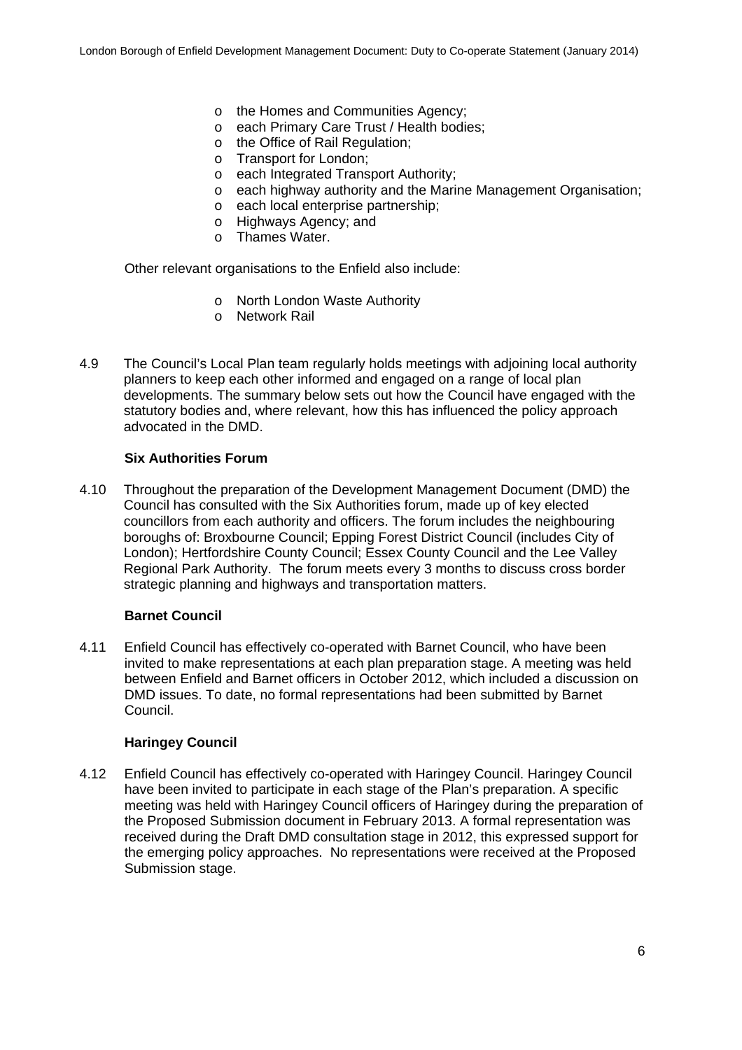- the Homes and Communities Agency;
- each Primary Care Trust / Health bodies;
- the Office of Rail Regulation;
- Transport for London;
- each Integrated Transport Authority;
- each highway authority and the Marine Management Organisation;
- each local enterprise partnership;
- Highways Agency; and
- Thames Water.

Other relevant organisations to the Enfield also include:

- North London Waste Authority
- Network Rail

4.9 The Council's Local Plan team regularly holds meetings with adjoining local authority planners to keep each other informed and engaged on a range of local plan developments. The summary below sets out how the Council have engaged with the statutory bodies and, where relevant, how this has influenced the policy approach advocated in the DMD.

**Six Authorities Forum**

4.10 Throughout the preparation of the Development Management Document (DMD) the Council has consulted with the Six Authorities forum, made up of key elected councillors from each authority and officers. The forum includes the neighbouring boroughs of: Broxbourne Council; Epping Forest District Council (includes City of London); Hertfordshire County Council; Essex County Council and the Lee Valley Regional Park Authority. The forum meets every 3 months to discuss cross border strategic planning and highways and transportation matters.

**Barnet Council**

4.11 Enfield Council has effectively co-operated with Barnet Council, who have been invited to make representations at each plan preparation stage. A meeting was held between Enfield and Barnet officers in October 2012, which included a discussion on DMD issues. To date, no formal representations had been submitted by Barnet Council.

**Haringey Council**

4.12 Enfield Council has effectively co-operated with Haringey Council. Haringey Council have been invited to participate in each stage of the Plan's preparation. A specific meeting was held with Haringey Council officers of Haringey during the preparation of the Proposed Submission document in February 2013. A formal representation was received during the Draft DMD consultation stage in 2012, this expressed support for the emerging policy approaches. No representations were received at the Proposed Submission stage.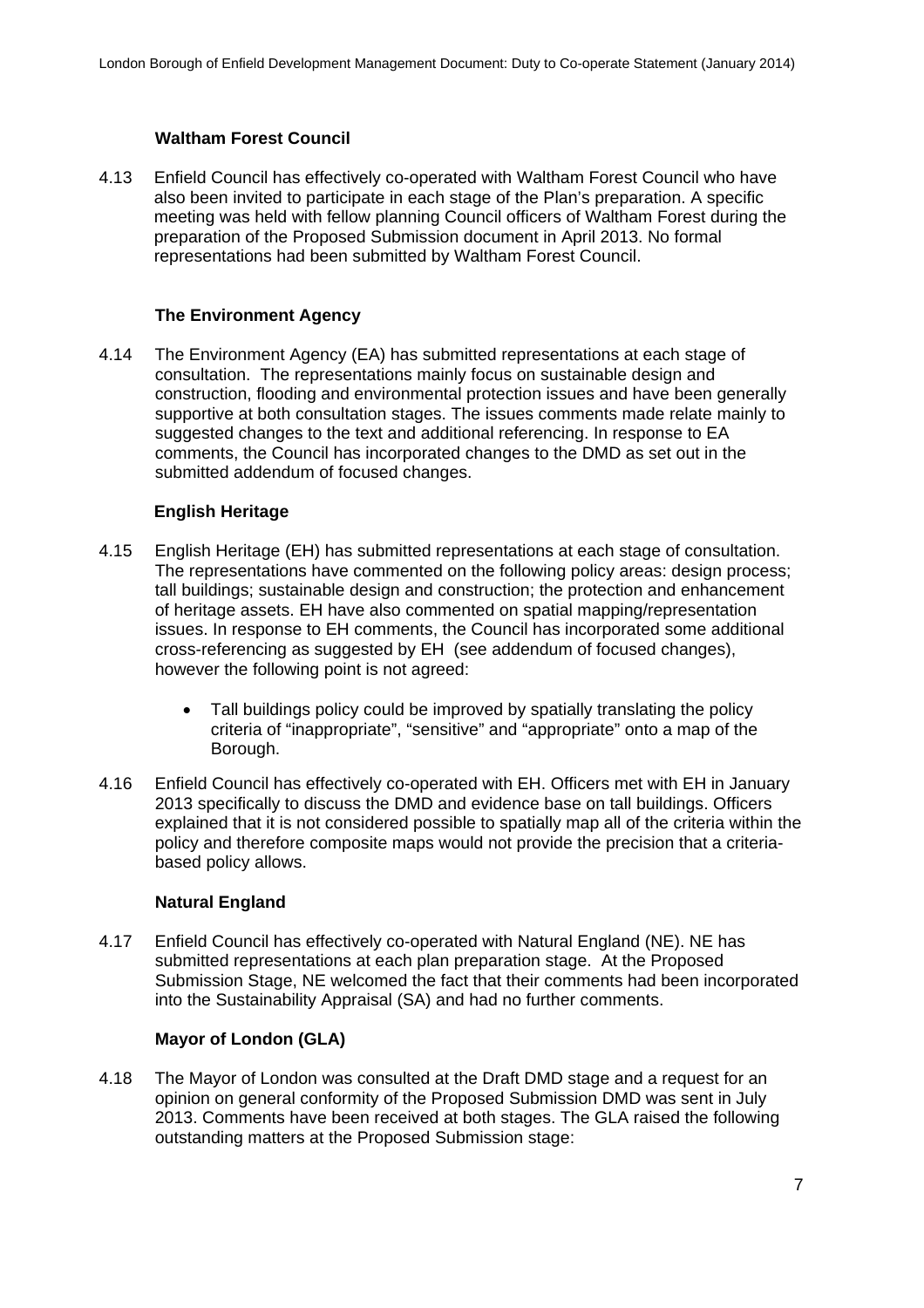### Waltham Forest Council

4.13 Enfield Council has effectively co-operated with Waltham Forest Council who have also been invited to participate in each stage of the Plan's preparation. A specific meeting was held with fellow planning Council officers of Waltham Forest during the preparation of the Proposed Submission document in April 2013. No formal representations had been submitted by Waltham Forest Council.

### The Environment Agency

4.14 The Environment Agency (EA) has submitted representations at each stage of consultation. The representations mainly focus on sustainable design and construction, flooding and environmental protection issues and have been generally supportive at both consultation stages. The issues comments made relate mainly to suggested changes to the text and additional referencing. In response to EA comments, the Council has incorporated changes to the DMD as set out in the submitted addendum of focused changes.

### English Heritage

4.15 English Heritage (EH) has submitted representations at each stage of consultation. The representations have commented on the following policy areas: design process; tall buildings; sustainable design and construction; the protection and enhancement of heritage assets. EH have also commented on spatial mapping/representation issues. In response to EH comments, the Council has incorporated some additional cross-referencing as suggested by EH (see addendum of focused changes), however the following point is not agreed:

- Tall buildings policy could be improved by spatially translating the policy criteria of "inappropriate", "sensitive" and "appropriate" onto a map of the Borough.

4.16 Enfield Council has effectively co-operated with EH. Officers met with EH in January 2013 specifically to discuss the DMD and evidence base on tall buildings. Officers explained that it is not considered possible to spatially map all of the criteria within the policy and therefore composite maps would not provide the precision that a criteria-based policy allows.

### Natural England

4.17 Enfield Council has effectively co-operated with Natural England (NE). NE has submitted representations at each plan preparation stage. At the Proposed Submission Stage, NE welcomed the fact that their comments had been incorporated into the Sustainability Appraisal (SA) and had no further comments.

### Mayor of London (GLA)

4.18 The Mayor of London was consulted at the Draft DMD stage and a request for an opinion on general conformity of the Proposed Submission DMD was sent in July 2013. Comments have been received at both stages. The GLA raised the following outstanding matters at the Proposed Submission stage: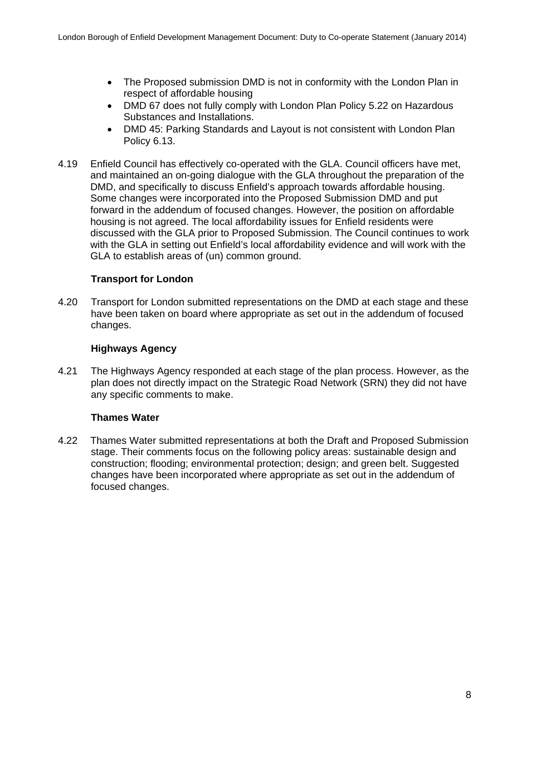- The Proposed submission DMD is not in conformity with the London Plan in respect of affordable housing
- DMD 67 does not fully comply with London Plan Policy 5.22 on Hazardous Substances and Installations.
- DMD 45: Parking Standards and Layout is not consistent with London Plan Policy 6.13.

4.19 Enfield Council has effectively co-operated with the GLA. Council officers have met, and maintained an on-going dialogue with the GLA throughout the preparation of the DMD, and specifically to discuss Enfield's approach towards affordable housing. Some changes were incorporated into the Proposed Submission DMD and put forward in the addendum of focused changes. However, the position on affordable housing is not agreed. The local affordability issues for Enfield residents were discussed with the GLA prior to Proposed Submission. The Council continues to work with the GLA in setting out Enfield's local affordability evidence and will work with the GLA to establish areas of (un) common ground.

**Transport for London**

4.20 Transport for London submitted representations on the DMD at each stage and these have been taken on board where appropriate as set out in the addendum of focused changes.

**Highways Agency**

4.21 The Highways Agency responded at each stage of the plan process. However, as the plan does not directly impact on the Strategic Road Network (SRN) they did not have any specific comments to make.

**Thames Water**

4.22 Thames Water submitted representations at both the Draft and Proposed Submission stage. Their comments focus on the following policy areas: sustainable design and construction; flooding; environmental protection; design; and green belt. Suggested changes have been incorporated where appropriate as set out in the addendum of focused changes.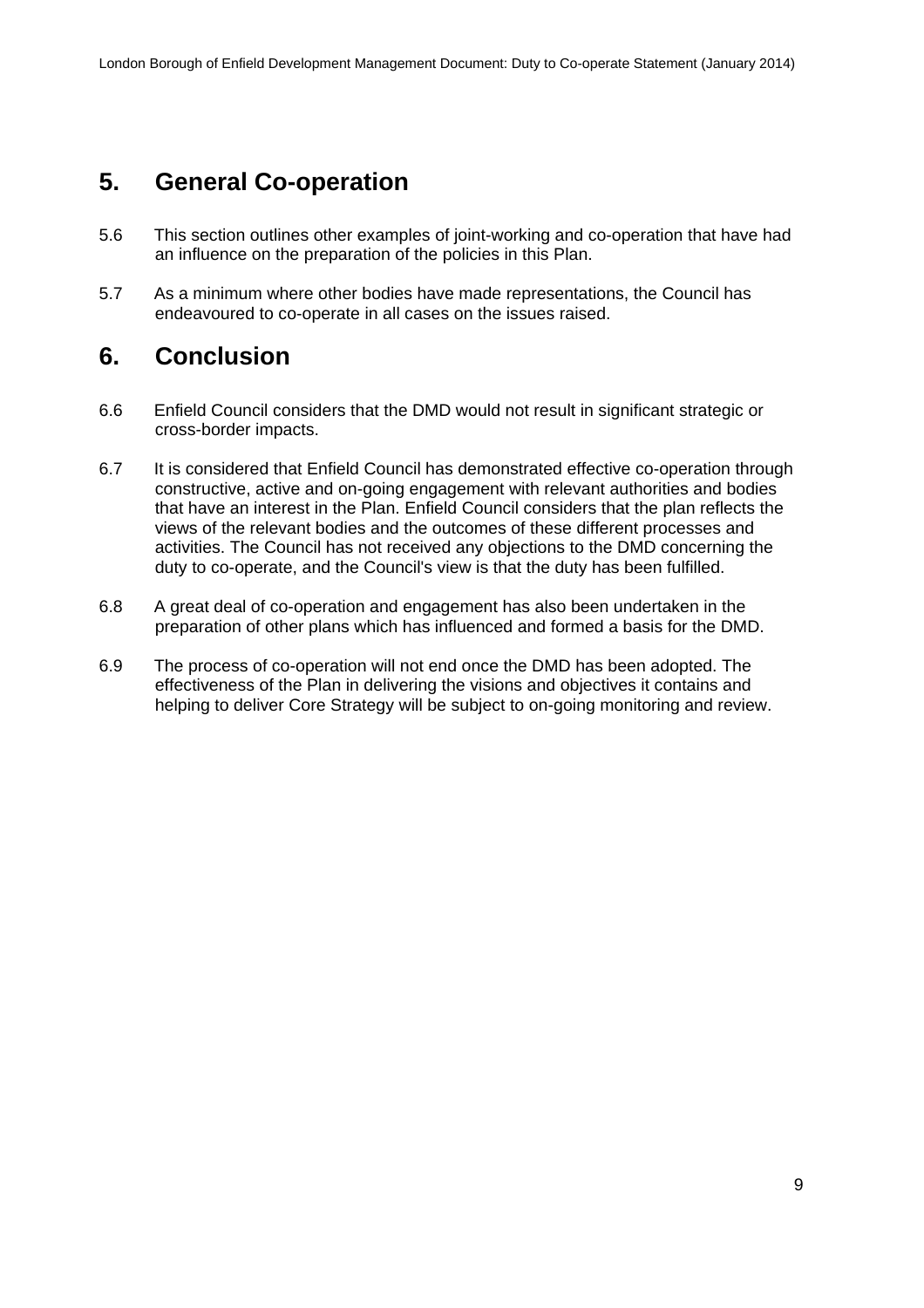## 5. General Co-operation

5.6 This section outlines other examples of joint-working and co-operation that have had an influence on the preparation of the policies in this Plan.

5.7 As a minimum where other bodies have made representations, the Council has endeavoured to co-operate in all cases on the issues raised.

## 6. Conclusion

6.6 Enfield Council considers that the DMD would not result in significant strategic or cross-border impacts.

6.7 It is considered that Enfield Council has demonstrated effective co-operation through constructive, active and on-going engagement with relevant authorities and bodies that have an interest in the Plan. Enfield Council considers that the plan reflects the views of the relevant bodies and the outcomes of these different processes and activities. The Council has not received any objections to the DMD concerning the duty to co-operate, and the Council's view is that the duty has been fulfilled.

6.8 A great deal of co-operation and engagement has also been undertaken in the preparation of other plans which has influenced and formed a basis for the DMD.

6.9 The process of co-operation will not end once the DMD has been adopted. The effectiveness of the Plan in delivering the visions and objectives it contains and helping to deliver Core Strategy will be subject to on-going monitoring and review.